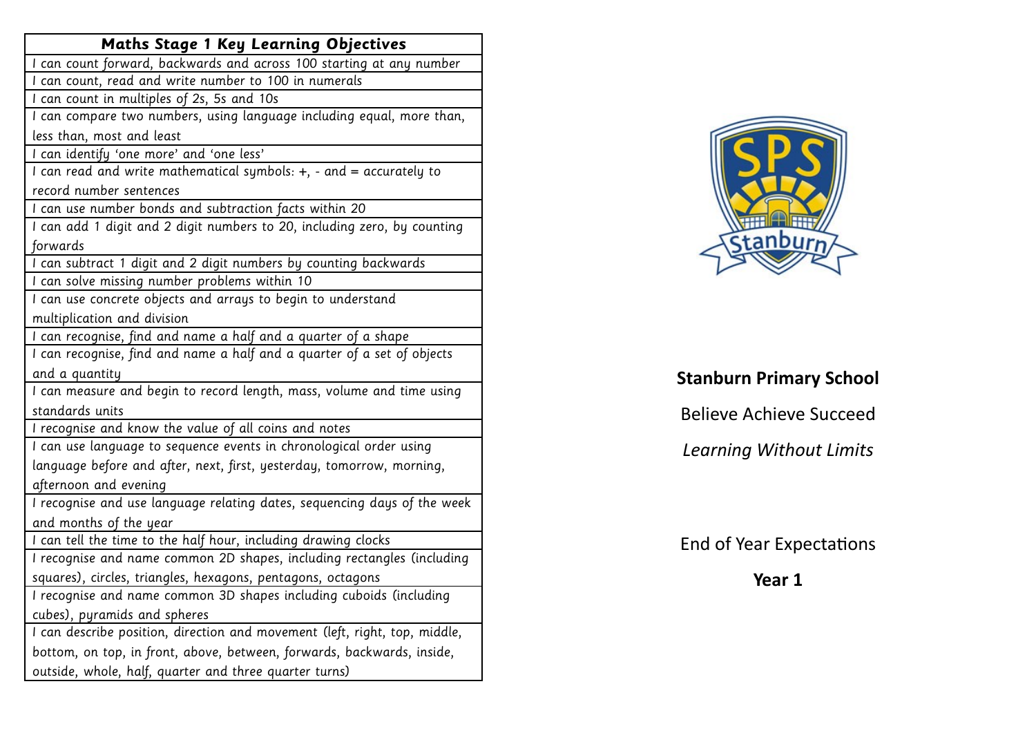| Maths Stage 1 Key Learning Objectives |
|---|
| I can count forward, backwards and across 100 starting at any number |
| I can count, read and write number to 100 in numerals |
| I can count in multiples of 2s, 5s and 10s |
| I can compare two numbers, using language including equal, more than, less than, most and least |
| I can identify 'one more' and 'one less' |
| I can read and write mathematical symbols: +, - and = accurately to record number sentences |
| I can use number bonds and subtraction facts within 20 |
| I can add 1 digit and 2 digit numbers to 20, including zero, by counting forwards |
| I can subtract 1 digit and 2 digit numbers by counting backwards |
| I can solve missing number problems within 10 |
| I can use concrete objects and arrays to begin to understand multiplication and division |
| I can recognise, find and name a half and a quarter of a shape |
| I can recognise, find and name a half and a quarter of a set of objects and a quantity |
| I can measure and begin to record length, mass, volume and time using standards units |
| I recognise and know the value of all coins and notes |
| I can use language to sequence events in chronological order using language before and after, next, first, yesterday, tomorrow, morning, afternoon and evening |
| I recognise and use language relating dates, sequencing days of the week and months of the year |
| I can tell the time to the half hour, including drawing clocks |
| I recognise and name common 2D shapes, including rectangles (including squares), circles, triangles, hexagons, pentagons, octagons |
| I recognise and name common 3D shapes including cuboids (including cubes), pyramids and spheres |
| I can describe position, direction and movement (left, right, top, middle, bottom, on top, in front, above, between, forwards, backwards, inside, outside, whole, half, quarter and three quarter turns) |

**Stanburn Primary School**

Believe Achieve Succeed

*Learning Without Limits*

End of Year Expectations

**Year 1**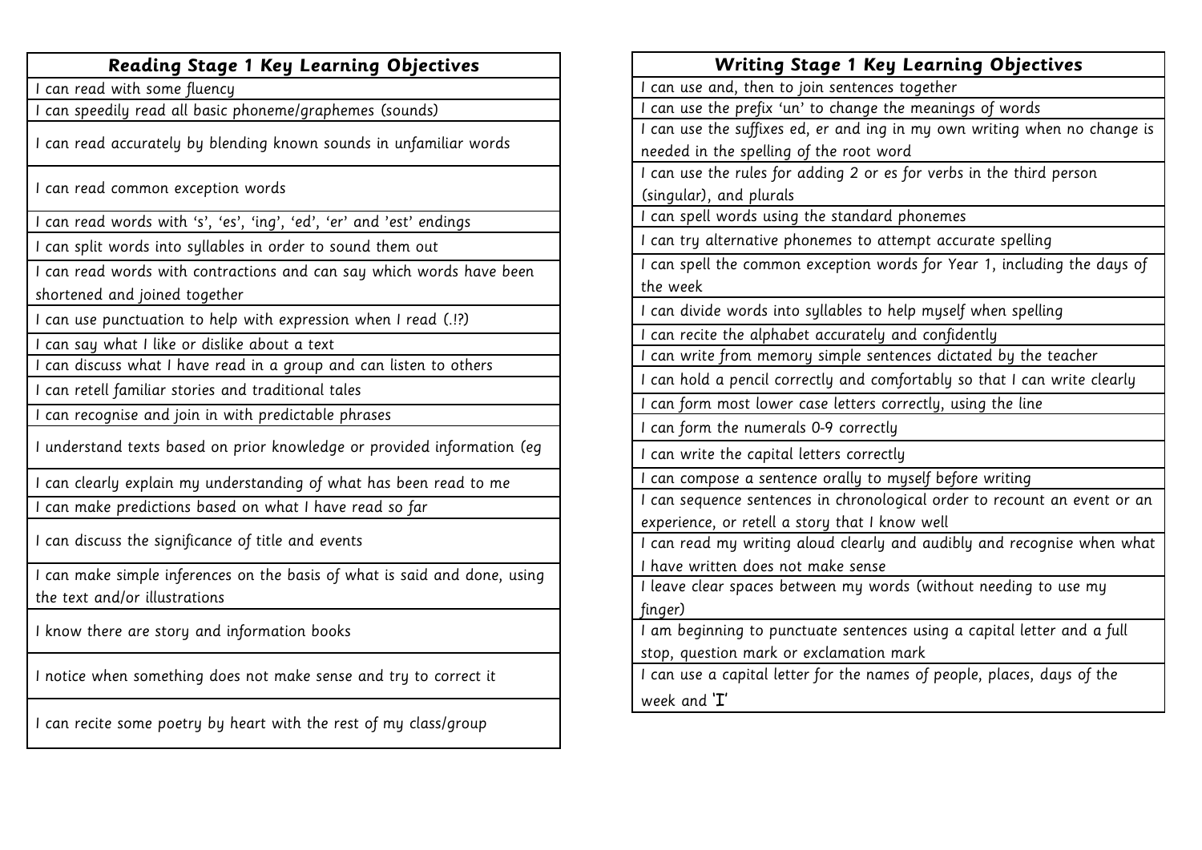| **Reading Stage 1 Key Learning Objectives** |
|---|
| I can read with some fluency |
| I can speedily read all basic phoneme/graphemes (sounds) |
| I can read accurately by blending known sounds in unfamiliar words |
| I can read common exception words |
| I can read words with 's', 'es', 'ing', 'ed', 'er' and 'est' endings |
| I can split words into syllables in order to sound them out |
| I can read words with contractions and can say which words have been shortened and joined together |
| I can use punctuation to help with expression when I read (.!?) |
| I can say what I like or dislike about a text |
| I can discuss what I have read in a group and can listen to others |
| I can retell familiar stories and traditional tales |
| I can recognise and join in with predictable phrases |
| I understand texts based on prior knowledge or provided information (eg |
| I can clearly explain my understanding of what has been read to me |
| I can make predictions based on what I have read so far |
| I can discuss the significance of title and events |
| I can make simple inferences on the basis of what is said and done, using the text and/or illustrations |
| I know there are story and information books |
| I notice when something does not make sense and try to correct it |
| I can recite some poetry by heart with the rest of my class/group |

| **Writing Stage 1 Key Learning Objectives** |
|---|
| I can use and, then to join sentences together |
| I can use the prefix 'un' to change the meanings of words |
| I can use the suffixes ed, er and ing in my own writing when no change is needed in the spelling of the root word |
| I can use the rules for adding 2 or es for verbs in the third person (singular), and plurals |
| I can spell words using the standard phonemes |
| I can try alternative phonemes to attempt accurate spelling |
| I can spell the common exception words for Year 1, including the days of the week |
| I can divide words into syllables to help myself when spelling |
| I can recite the alphabet accurately and confidently |
| I can write from memory simple sentences dictated by the teacher |
| I can hold a pencil correctly and comfortably so that I can write clearly |
| I can form most lower case letters correctly, using the line |
| I can form the numerals 0-9 correctly |
| I can write the capital letters correctly |
| I can compose a sentence orally to myself before writing |
| I can sequence sentences in chronological order to recount an event or an experience, or retell a story that I know well |
| I can read my writing aloud clearly and audibly and recognise when what I have written does not make sense |
| I leave clear spaces between my words (without needing to use my finger) |
| I am beginning to punctuate sentences using a capital letter and a full stop, question mark or exclamation mark |
| I can use a capital letter for the names of people, places, days of the week and 'I' |